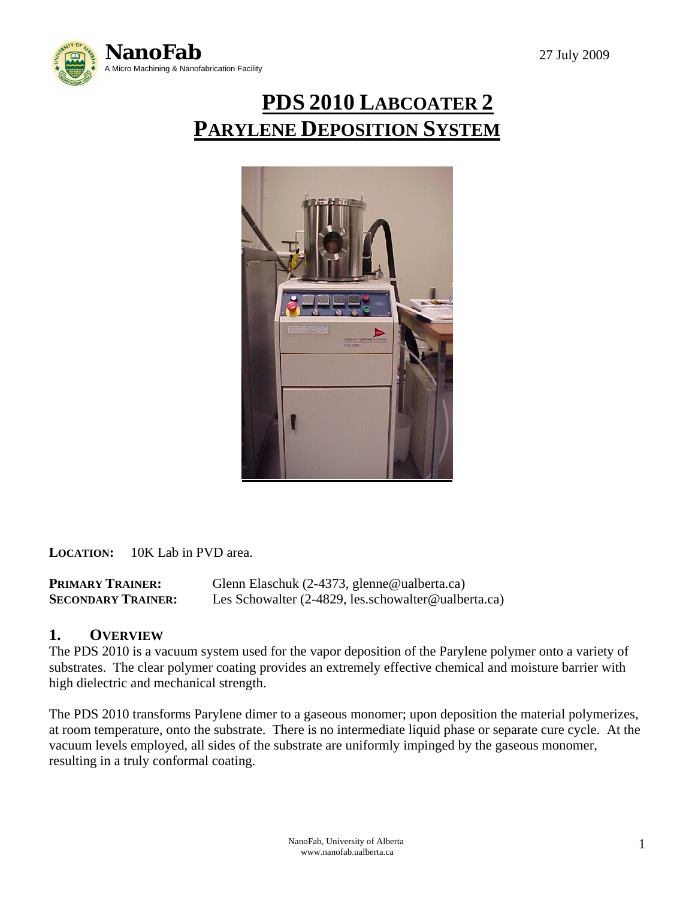NanoFab

A Micro Machining & Nanofabrication Facility

27 July 2009

# PDS 2010 LABCOATER 2 PARYLENE DEPOSITION SYSTEM

**LOCATION:** 10K Lab in PVD area.

**PRIMARY TRAINER:** Glenn Elaschuk (2-4373, glenne@ualberta.ca)
**SECONDARY TRAINER:** Les Schowalter (2-4829, les.schowalter@ualberta.ca)

## 1. OVERVIEW

The PDS 2010 is a vacuum system used for the vapor deposition of the Parylene polymer onto a variety of substrates. The clear polymer coating provides an extremely effective chemical and moisture barrier with high dielectric and mechanical strength.

The PDS 2010 transforms Parylene dimer to a gaseous monomer; upon deposition the material polymerizes, at room temperature, onto the substrate. There is no intermediate liquid phase or separate cure cycle. At the vacuum levels employed, all sides of the substrate are uniformly impinged by the gaseous monomer, resulting in a truly conformal coating.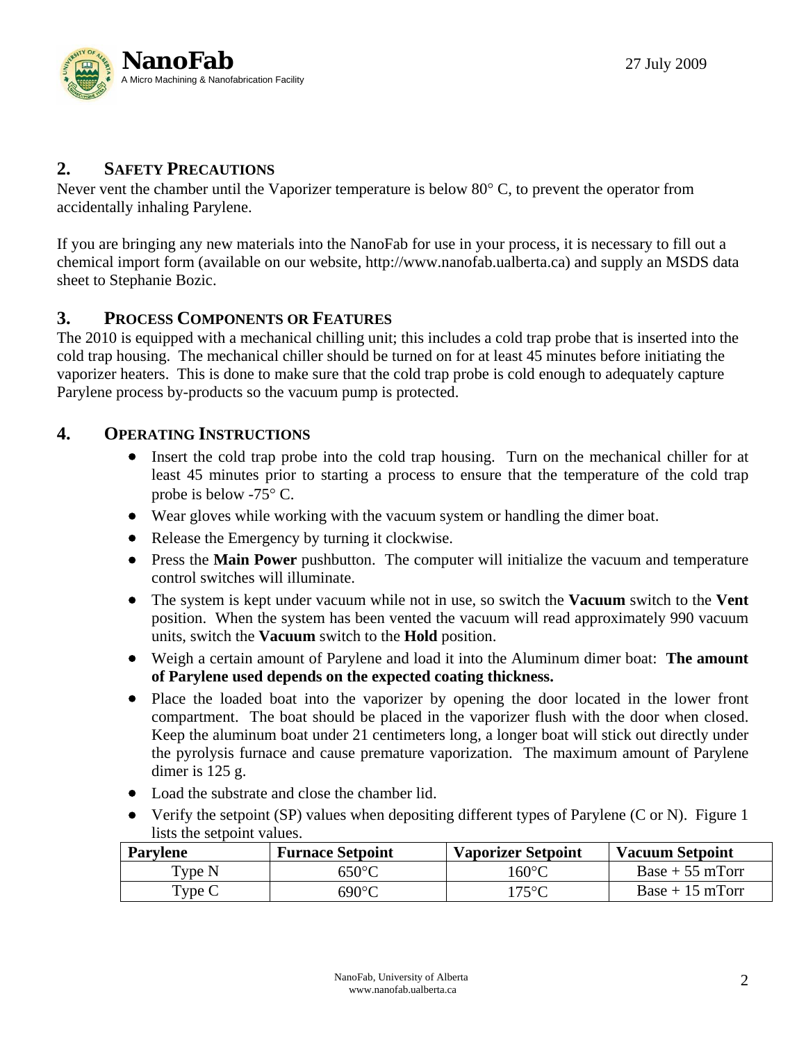## 2. SAFETY PRECAUTIONS

Never vent the chamber until the Vaporizer temperature is below 80° C, to prevent the operator from accidentally inhaling Parylene.

If you are bringing any new materials into the NanoFab for use in your process, it is necessary to fill out a chemical import form (available on our website, http://www.nanofab.ualberta.ca) and supply an MSDS data sheet to Stephanie Bozic.

## 3. PROCESS COMPONENTS OR FEATURES

The 2010 is equipped with a mechanical chilling unit; this includes a cold trap probe that is inserted into the cold trap housing. The mechanical chiller should be turned on for at least 45 minutes before initiating the vaporizer heaters. This is done to make sure that the cold trap probe is cold enough to adequately capture Parylene process by-products so the vacuum pump is protected.

## 4. OPERATING INSTRUCTIONS

- Insert the cold trap probe into the cold trap housing. Turn on the mechanical chiller for at least 45 minutes prior to starting a process to ensure that the temperature of the cold trap probe is below -75° C.
- Wear gloves while working with the vacuum system or handling the dimer boat.
- Release the Emergency by turning it clockwise.
- Press the **Main Power** pushbutton. The computer will initialize the vacuum and temperature control switches will illuminate.
- The system is kept under vacuum while not in use, so switch the **Vacuum** switch to the **Vent** position. When the system has been vented the vacuum will read approximately 990 vacuum units, switch the **Vacuum** switch to the **Hold** position.
- Weigh a certain amount of Parylene and load it into the Aluminum dimer boat: **The amount of Parylene used depends on the expected coating thickness.**
- Place the loaded boat into the vaporizer by opening the door located in the lower front compartment. The boat should be placed in the vaporizer flush with the door when closed. Keep the aluminum boat under 21 centimeters long, a longer boat will stick out directly under the pyrolysis furnace and cause premature vaporization. The maximum amount of Parylene dimer is 125 g.
- Load the substrate and close the chamber lid.
- Verify the setpoint (SP) values when depositing different types of Parylene (C or N). Figure 1 lists the setpoint values.

| Parylene | Furnace Setpoint | Vaporizer Setpoint | Vacuum Setpoint |
|---|---|---|---|
| Type N | 650°C | 160°C | Base + 55 mTorr |
| Type C | 690°C | 175°C | Base + 15 mTorr |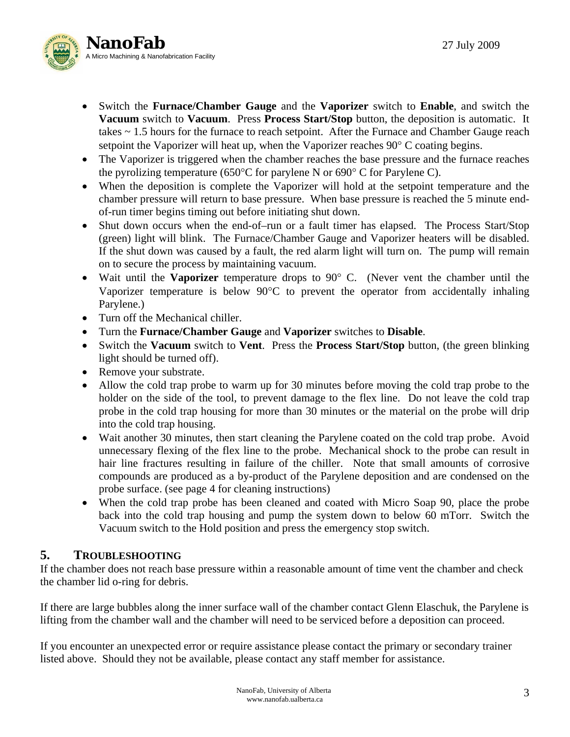- Switch the **Furnace/Chamber Gauge** and the **Vaporizer** switch to **Enable**, and switch the **Vacuum** switch to **Vacuum**. Press **Process Start/Stop** button, the deposition is automatic. It takes ~ 1.5 hours for the furnace to reach setpoint. After the Furnace and Chamber Gauge reach setpoint the Vaporizer will heat up, when the Vaporizer reaches 90° C coating begins.
- The Vaporizer is triggered when the chamber reaches the base pressure and the furnace reaches the pyrolizing temperature (650°C for parylene N or 690° C for Parylene C).
- When the deposition is complete the Vaporizer will hold at the setpoint temperature and the chamber pressure will return to base pressure. When base pressure is reached the 5 minute end-of-run timer begins timing out before initiating shut down.
- Shut down occurs when the end-of–run or a fault timer has elapsed. The Process Start/Stop (green) light will blink. The Furnace/Chamber Gauge and Vaporizer heaters will be disabled. If the shut down was caused by a fault, the red alarm light will turn on. The pump will remain on to secure the process by maintaining vacuum.
- Wait until the **Vaporizer** temperature drops to 90° C. (Never vent the chamber until the Vaporizer temperature is below 90°C to prevent the operator from accidentally inhaling Parylene.)
- Turn off the Mechanical chiller.
- Turn the **Furnace/Chamber Gauge** and **Vaporizer** switches to **Disable**.
- Switch the **Vacuum** switch to **Vent**. Press the **Process Start/Stop** button, (the green blinking light should be turned off).
- Remove your substrate.
- Allow the cold trap probe to warm up for 30 minutes before moving the cold trap probe to the holder on the side of the tool, to prevent damage to the flex line. Do not leave the cold trap probe in the cold trap housing for more than 30 minutes or the material on the probe will drip into the cold trap housing.
- Wait another 30 minutes, then start cleaning the Parylene coated on the cold trap probe. Avoid unnecessary flexing of the flex line to the probe. Mechanical shock to the probe can result in hair line fractures resulting in failure of the chiller. Note that small amounts of corrosive compounds are produced as a by-product of the Parylene deposition and are condensed on the probe surface. (see page 4 for cleaning instructions)
- When the cold trap probe has been cleaned and coated with Micro Soap 90, place the probe back into the cold trap housing and pump the system down to below 60 mTorr. Switch the Vacuum switch to the Hold position and press the emergency stop switch.

## 5. TROUBLESHOOTING

If the chamber does not reach base pressure within a reasonable amount of time vent the chamber and check the chamber lid o-ring for debris.

If there are large bubbles along the inner surface wall of the chamber contact Glenn Elaschuk, the Parylene is lifting from the chamber wall and the chamber will need to be serviced before a deposition can proceed.

If you encounter an unexpected error or require assistance please contact the primary or secondary trainer listed above. Should they not be available, please contact any staff member for assistance.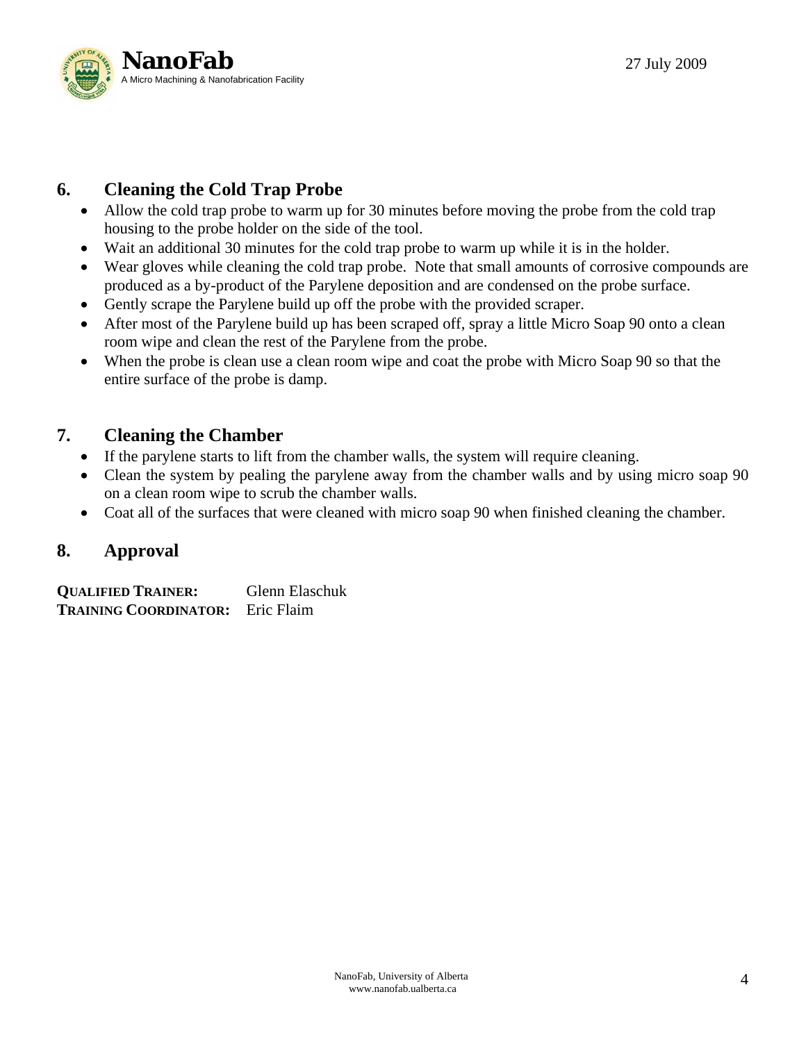## 6. Cleaning the Cold Trap Probe

- Allow the cold trap probe to warm up for 30 minutes before moving the probe from the cold trap housing to the probe holder on the side of the tool.
- Wait an additional 30 minutes for the cold trap probe to warm up while it is in the holder.
- Wear gloves while cleaning the cold trap probe. Note that small amounts of corrosive compounds are produced as a by-product of the Parylene deposition and are condensed on the probe surface.
- Gently scrape the Parylene build up off the probe with the provided scraper.
- After most of the Parylene build up has been scraped off, spray a little Micro Soap 90 onto a clean room wipe and clean the rest of the Parylene from the probe.
- When the probe is clean use a clean room wipe and coat the probe with Micro Soap 90 so that the entire surface of the probe is damp.

## 7. Cleaning the Chamber

- If the parylene starts to lift from the chamber walls, the system will require cleaning.
- Clean the system by pealing the parylene away from the chamber walls and by using micro soap 90 on a clean room wipe to scrub the chamber walls.
- Coat all of the surfaces that were cleaned with micro soap 90 when finished cleaning the chamber.

## 8. Approval

**QUALIFIED TRAINER:** Glenn Elaschuk
**TRAINING COORDINATOR:** Eric Flaim